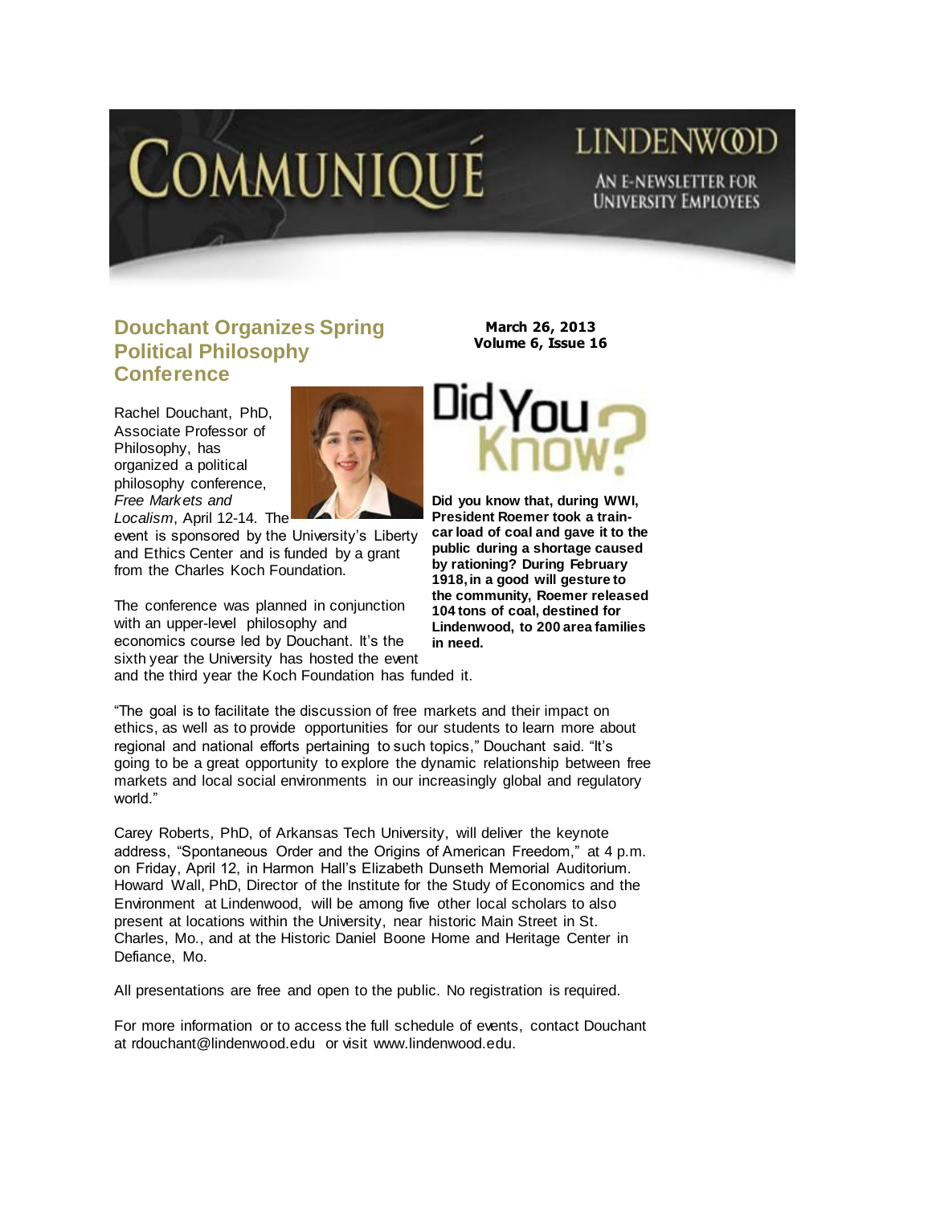# COMMUNIQUÉ

LINDENWOOD

AN E-NEWSLETTER FOR UNIVERSITY EMPLOYEES

March 26, 2013
Volume 6, Issue 16

## Douchant Organizes Spring Political Philosophy Conference

Rachel Douchant, PhD, Associate Professor of Philosophy, has organized a political philosophy conference, *Free Markets and Localism*, April 12-14. The event is sponsored by the University's Liberty and Ethics Center and is funded by a grant from the Charles Koch Foundation.

The conference was planned in conjunction with an upper-level philosophy and economics course led by Douchant. It's the sixth year the University has hosted the event and the third year the Koch Foundation has funded it.

"The goal is to facilitate the discussion of free markets and their impact on ethics, as well as to provide opportunities for our students to learn more about regional and national efforts pertaining to such topics," Douchant said. "It's going to be a great opportunity to explore the dynamic relationship between free markets and local social environments in our increasingly global and regulatory world."

Carey Roberts, PhD, of Arkansas Tech University, will deliver the keynote address, "Spontaneous Order and the Origins of American Freedom," at 4 p.m. on Friday, April 12, in Harmon Hall's Elizabeth Dunseth Memorial Auditorium. Howard Wall, PhD, Director of the Institute for the Study of Economics and the Environment at Lindenwood, will be among five other local scholars to also present at locations within the University, near historic Main Street in St. Charles, Mo., and at the Historic Daniel Boone Home and Heritage Center in Defiance, Mo.

All presentations are free and open to the public. No registration is required.

For more information or to access the full schedule of events, contact Douchant at rdouchant@lindenwood.edu or visit www.lindenwood.edu.

## Did You Know?

**Did you know that, during WWI, President Roemer took a train-car load of coal and gave it to the public during a shortage caused by rationing? During February 1918, in a good will gesture to the community, Roemer released 104 tons of coal, destined for Lindenwood, to 200 area families in need.**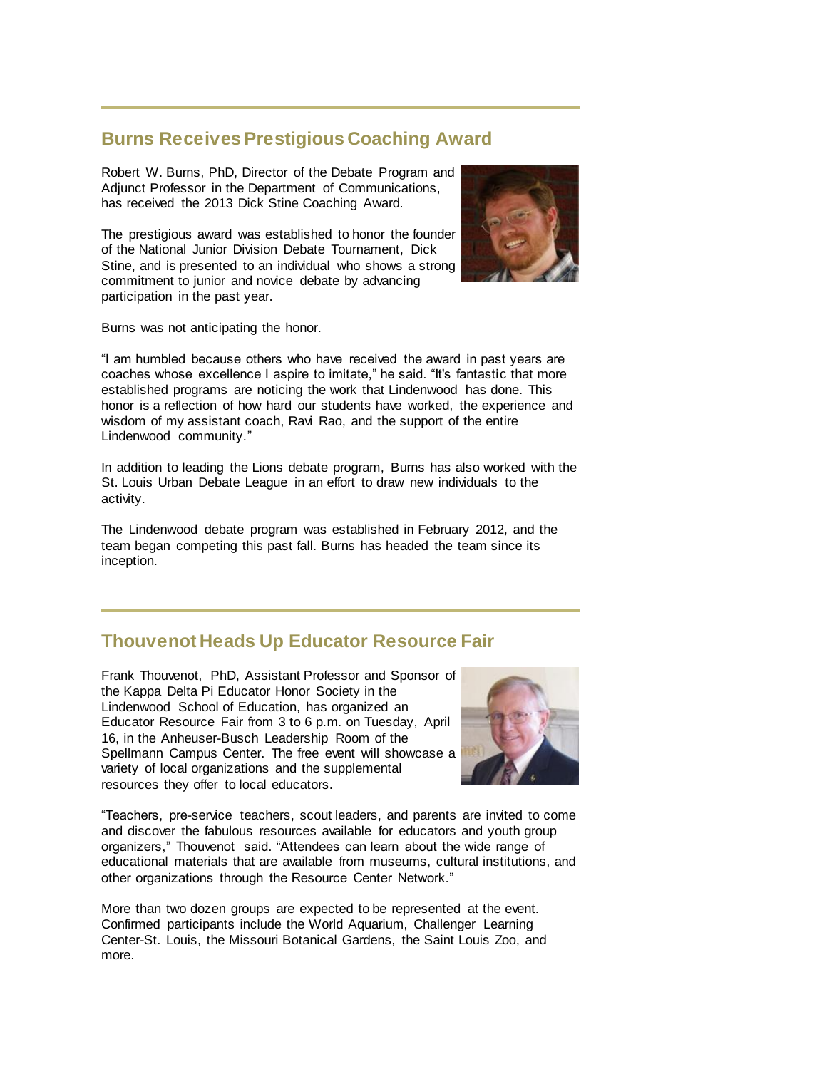## Burns Receives Prestigious Coaching Award

Robert W. Burns, PhD, Director of the Debate Program and Adjunct Professor in the Department of Communications, has received the 2013 Dick Stine Coaching Award.

The prestigious award was established to honor the founder of the National Junior Division Debate Tournament, Dick Stine, and is presented to an individual who shows a strong commitment to junior and novice debate by advancing participation in the past year.

Burns was not anticipating the honor.

"I am humbled because others who have received the award in past years are coaches whose excellence I aspire to imitate," he said. "It's fantastic that more established programs are noticing the work that Lindenwood has done. This honor is a reflection of how hard our students have worked, the experience and wisdom of my assistant coach, Ravi Rao, and the support of the entire Lindenwood community."

In addition to leading the Lions debate program, Burns has also worked with the St. Louis Urban Debate League in an effort to draw new individuals to the activity.

The Lindenwood debate program was established in February 2012, and the team began competing this past fall. Burns has headed the team since its inception.

## Thouvenot Heads Up Educator Resource Fair

Frank Thouvenot, PhD, Assistant Professor and Sponsor of the Kappa Delta Pi Educator Honor Society in the Lindenwood School of Education, has organized an Educator Resource Fair from 3 to 6 p.m. on Tuesday, April 16, in the Anheuser-Busch Leadership Room of the Spellmann Campus Center. The free event will showcase a variety of local organizations and the supplemental resources they offer to local educators.

"Teachers, pre-service teachers, scout leaders, and parents are invited to come and discover the fabulous resources available for educators and youth group organizers," Thouvenot said. "Attendees can learn about the wide range of educational materials that are available from museums, cultural institutions, and other organizations through the Resource Center Network."

More than two dozen groups are expected to be represented at the event. Confirmed participants include the World Aquarium, Challenger Learning Center-St. Louis, the Missouri Botanical Gardens, the Saint Louis Zoo, and more.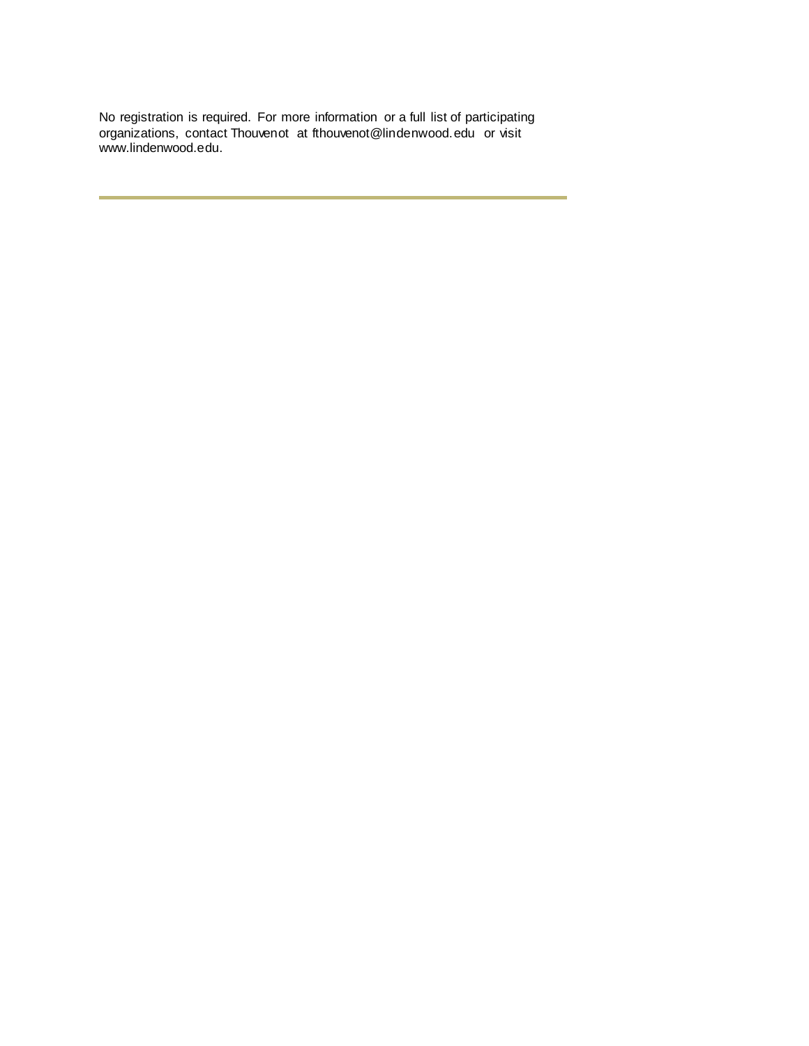No registration is required. For more information or a full list of participating organizations, contact Thouvenot at fthouvenot@lindenwood.edu or visit www.lindenwood.edu.